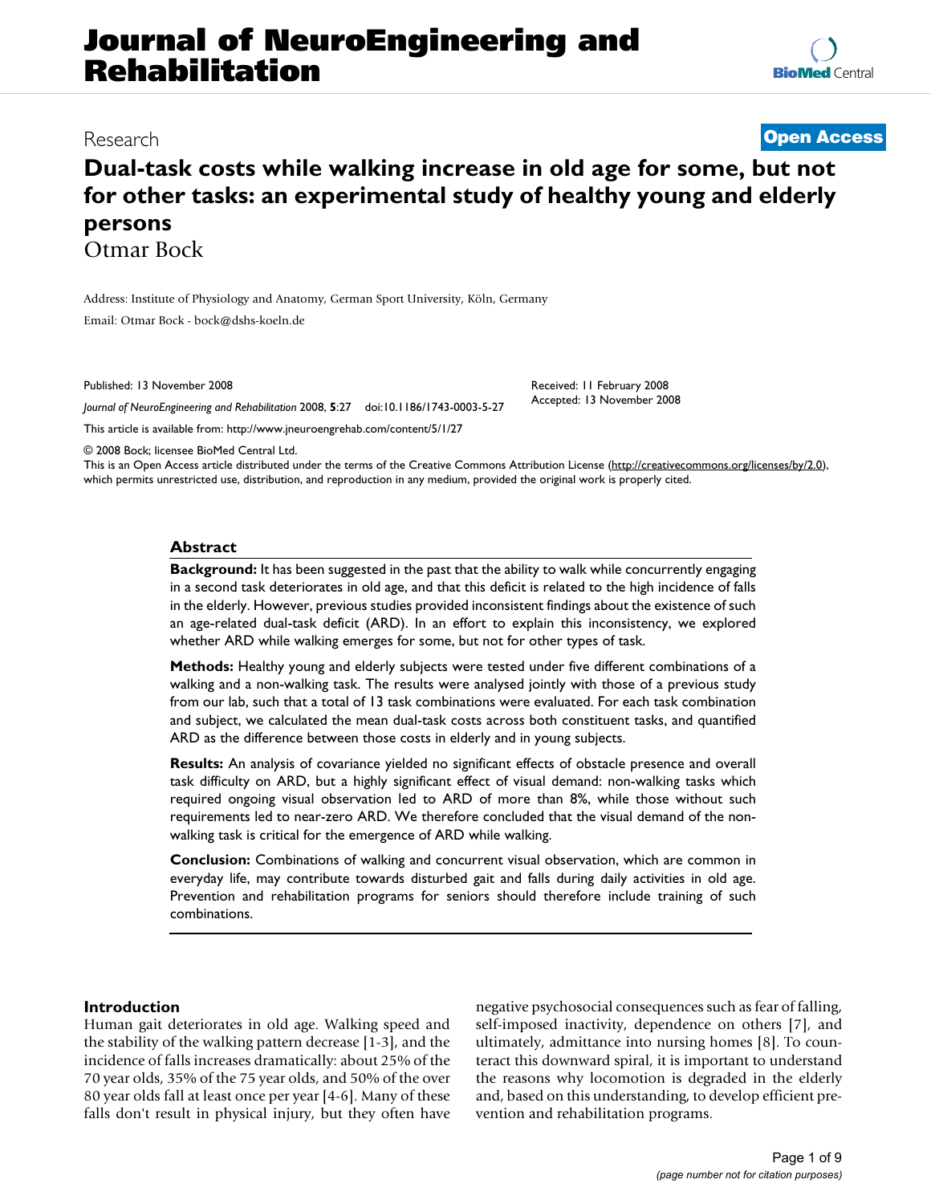# Journal of NeuroEngineering and Rehabilitation

Research **Open Access**

# Dual-task costs while walking increase in old age for some, but not for other tasks: an experimental study of healthy young and elderly persons

Otmar Bock

Address: Institute of Physiology and Anatomy, German Sport University, Köln, Germany

Email: Otmar Bock - bock@dshs-koeln.de

Published: 13 November 2008

*Journal of NeuroEngineering and Rehabilitation* 2008, **5**:27 doi:10.1186/1743-0003-5-27

Received: 11 February 2008
Accepted: 13 November 2008

This article is available from: http://www.jneuroengrehab.com/content/5/1/27

© 2008 Bock; licensee BioMed Central Ltd.

This is an Open Access article distributed under the terms of the Creative Commons Attribution License (http://creativecommons.org/licenses/by/2.0), which permits unrestricted use, distribution, and reproduction in any medium, provided the original work is properly cited.

## Abstract

**Background:** It has been suggested in the past that the ability to walk while concurrently engaging in a second task deteriorates in old age, and that this deficit is related to the high incidence of falls in the elderly. However, previous studies provided inconsistent findings about the existence of such an age-related dual-task deficit (ARD). In an effort to explain this inconsistency, we explored whether ARD while walking emerges for some, but not for other types of task.

**Methods:** Healthy young and elderly subjects were tested under five different combinations of a walking and a non-walking task. The results were analysed jointly with those of a previous study from our lab, such that a total of 13 task combinations were evaluated. For each task combination and subject, we calculated the mean dual-task costs across both constituent tasks, and quantified ARD as the difference between those costs in elderly and in young subjects.

**Results:** An analysis of covariance yielded no significant effects of obstacle presence and overall task difficulty on ARD, but a highly significant effect of visual demand: non-walking tasks which required ongoing visual observation led to ARD of more than 8%, while those without such requirements led to near-zero ARD. We therefore concluded that the visual demand of the non-walking task is critical for the emergence of ARD while walking.

**Conclusion:** Combinations of walking and concurrent visual observation, which are common in everyday life, may contribute towards disturbed gait and falls during daily activities in old age. Prevention and rehabilitation programs for seniors should therefore include training of such combinations.

## Introduction

Human gait deteriorates in old age. Walking speed and the stability of the walking pattern decrease [1-3], and the incidence of falls increases dramatically: about 25% of the 70 year olds, 35% of the 75 year olds, and 50% of the over 80 year olds fall at least once per year [4-6]. Many of these falls don't result in physical injury, but they often have negative psychosocial consequences such as fear of falling, self-imposed inactivity, dependence on others [7], and ultimately, admittance into nursing homes [8]. To counteract this downward spiral, it is important to understand the reasons why locomotion is degraded in the elderly and, based on this understanding, to develop efficient prevention and rehabilitation programs.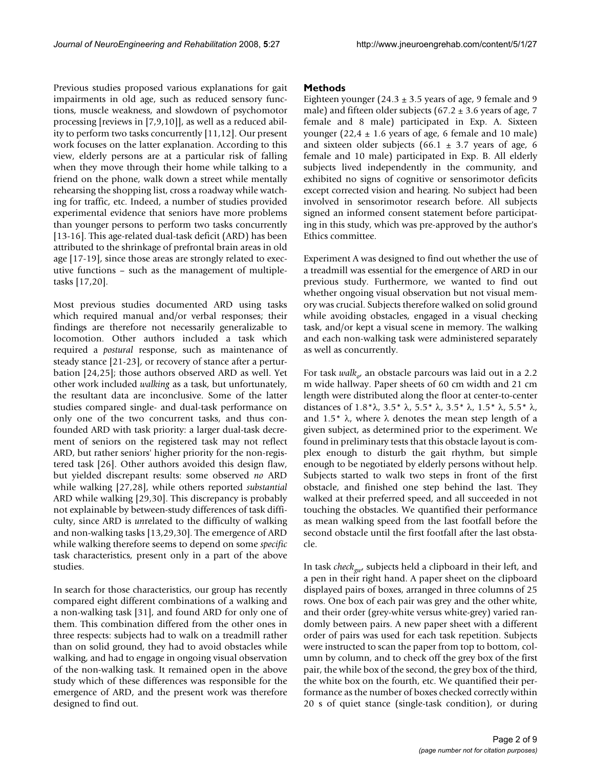Previous studies proposed various explanations for gait impairments in old age, such as reduced sensory functions, muscle weakness, and slowdown of psychomotor processing [reviews in [7,9,10]], as well as a reduced ability to perform two tasks concurrently [11,12]. Our present work focuses on the latter explanation. According to this view, elderly persons are at a particular risk of falling when they move through their home while talking to a friend on the phone, walk down a street while mentally rehearsing the shopping list, cross a roadway while watching for traffic, etc. Indeed, a number of studies provided experimental evidence that seniors have more problems than younger persons to perform two tasks concurrently [13-16]. This age-related dual-task deficit (ARD) has been attributed to the shrinkage of prefrontal brain areas in old age [17-19], since those areas are strongly related to executive functions – such as the management of multiple-tasks [17,20].

Most previous studies documented ARD using tasks which required manual and/or verbal responses; their findings are therefore not necessarily generalizable to locomotion. Other authors included a task which required a *postural* response, such as maintenance of steady stance [21-23], or recovery of stance after a perturbation [24,25]; those authors observed ARD as well. Yet other work included *walking* as a task, but unfortunately, the resultant data are inconclusive. Some of the latter studies compared single- and dual-task performance on only one of the two concurrent tasks, and thus confounded ARD with task priority: a larger dual-task decrement of seniors on the registered task may not reflect ARD, but rather seniors' higher priority for the non-registered task [26]. Other authors avoided this design flaw, but yielded discrepant results: some observed *no* ARD while walking [27,28], while others reported *substantial* ARD while walking [29,30]. This discrepancy is probably not explainable by between-study differences of task difficulty, since ARD is *un*related to the difficulty of walking and non-walking tasks [13,29,30]. The emergence of ARD while walking therefore seems to depend on some *specific* task characteristics, present only in a part of the above studies.

In search for those characteristics, our group has recently compared eight different combinations of a walking and a non-walking task [31], and found ARD for only one of them. This combination differed from the other ones in three respects: subjects had to walk on a treadmill rather than on solid ground, they had to avoid obstacles while walking, and had to engage in ongoing visual observation of the non-walking task. It remained open in the above study which of these differences was responsible for the emergence of ARD, and the present work was therefore designed to find out.

## Methods

Eighteen younger (24.3 ± 3.5 years of age, 9 female and 9 male) and fifteen older subjects (67.2 ± 3.6 years of age, 7 female and 8 male) participated in Exp. A. Sixteen younger (22,4 ± 1.6 years of age, 6 female and 10 male) and sixteen older subjects (66.1 ± 3.7 years of age, 6 female and 10 male) participated in Exp. B. All elderly subjects lived independently in the community, and exhibited no signs of cognitive or sensorimotor deficits except corrected vision and hearing. No subject had been involved in sensorimotor research before. All subjects signed an informed consent statement before participating in this study, which was pre-approved by the author's Ethics committee.

Experiment A was designed to find out whether the use of a treadmill was essential for the emergence of ARD in our previous study. Furthermore, we wanted to find out whether ongoing visual observation but not visual memory was crucial. Subjects therefore walked on solid ground while avoiding obstacles, engaged in a visual checking task, and/or kept a visual scene in memory. The walking and each non-walking task were administered separately as well as concurrently.

For task $walk_o$, an obstacle parcours was laid out in a 2.2 m wide hallway. Paper sheets of 60 cm width and 21 cm length were distributed along the floor at center-to-center distances of $1.8*\lambda$, $3.5*\lambda$, $5.5*\lambda$, $3.5*\lambda$, $1.5*\lambda$, $5.5*\lambda$, and $1.5*\lambda$, where $\lambda$ denotes the mean step length of a given subject, as determined prior to the experiment. We found in preliminary tests that this obstacle layout is complex enough to disturb the gait rhythm, but simple enough to be negotiated by elderly persons without help. Subjects started to walk two steps in front of the first obstacle, and finished one step behind the last. They walked at their preferred speed, and all succeeded in not touching the obstacles. We quantified their performance as mean walking speed from the last footfall before the second obstacle until the first footfall after the last obstacle.

In task $check_{gw}$, subjects held a clipboard in their left, and a pen in their right hand. A paper sheet on the clipboard displayed pairs of boxes, arranged in three columns of 25 rows. One box of each pair was grey and the other white, and their order (grey-white versus white-grey) varied randomly between pairs. A new paper sheet with a different order of pairs was used for each task repetition. Subjects were instructed to scan the paper from top to bottom, column by column, and to check off the grey box of the first pair, the while box of the second, the grey box of the third, the white box on the fourth, etc. We quantified their performance as the number of boxes checked correctly within 20 s of quiet stance (single-task condition), or during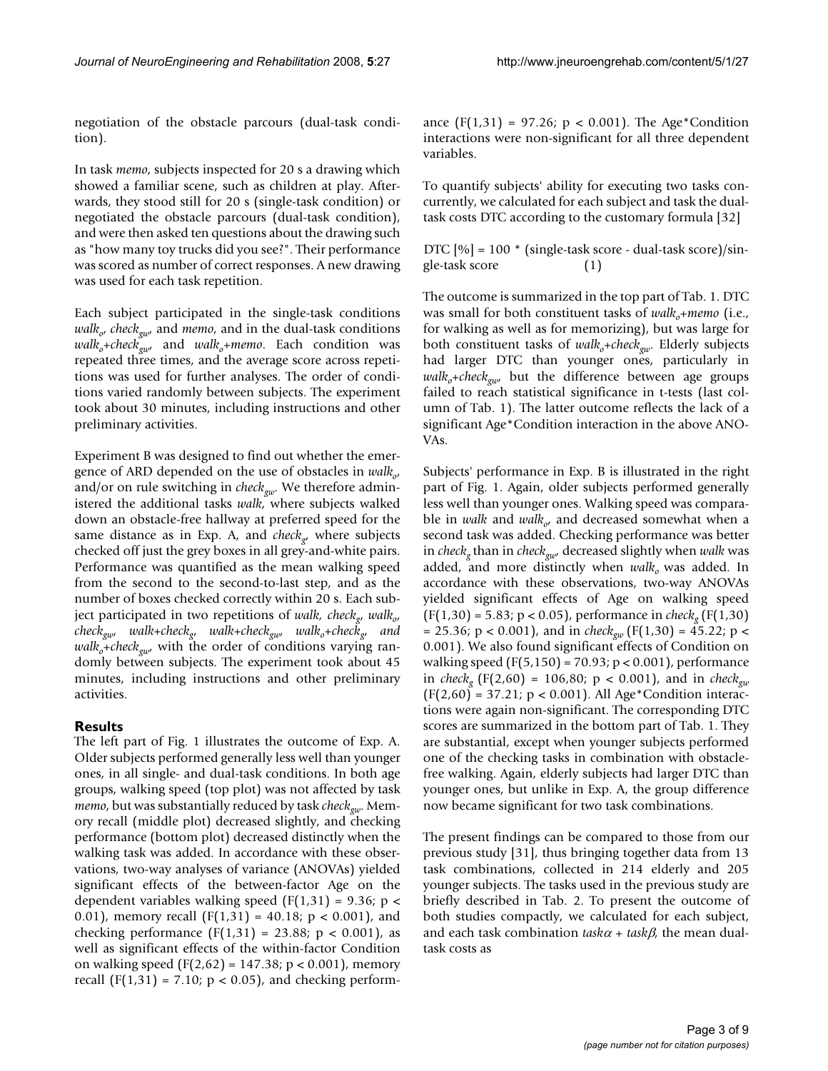negotiation of the obstacle parcours (dual-task condition).

In task *memo*, subjects inspected for 20 s a drawing which showed a familiar scene, such as children at play. Afterwards, they stood still for 20 s (single-task condition) or negotiated the obstacle parcours (dual-task condition), and were then asked ten questions about the drawing such as "how many toy trucks did you see?". Their performance was scored as number of correct responses. A new drawing was used for each task repetition.

Each subject participated in the single-task conditions $walk_o$, $check_{gw}$, and *memo*, and in the dual-task conditions $walk_o$+$check_{gw}$, and $walk_o$+*memo*. Each condition was repeated three times, and the average score across repetitions was used for further analyses. The order of conditions varied randomly between subjects. The experiment took about 30 minutes, including instructions and other preliminary activities.

Experiment B was designed to find out whether the emergence of ARD depended on the use of obstacles in $walk_o$, and/or on rule switching in $check_{gw}$. We therefore administered the additional tasks *walk*, where subjects walked down an obstacle-free hallway at preferred speed for the same distance as in Exp. A, and $check_g$, where subjects checked off just the grey boxes in all grey-and-white pairs. Performance was quantified as the mean walking speed from the second to the second-to-last step, and as the number of boxes checked correctly within 20 s. Each subject participated in two repetitions of *walk*, $check_g$, $walk_o$, $check_{gw}$, *walk*+$check_g$, *walk*+$check_{gw}$, $walk_o$+$check_g$, and $walk_o$+$check_{gw}$, with the order of conditions varying randomly between subjects. The experiment took about 45 minutes, including instructions and other preliminary activities.

## Results

The left part of Fig. 1 illustrates the outcome of Exp. A. Older subjects performed generally less well than younger ones, in all single- and dual-task conditions. In both age groups, walking speed (top plot) was not affected by task *memo*, but was substantially reduced by task $check_{gw}$. Memory recall (middle plot) decreased slightly, and checking performance (bottom plot) decreased distinctly when the walking task was added. In accordance with these observations, two-way analyses of variance (ANOVAs) yielded significant effects of the between-factor Age on the dependent variables walking speed ($F(1,31) = 9.36$; $p < 0.01$), memory recall ($F(1,31) = 40.18$; $p < 0.001$), and checking performance ($F(1,31) = 23.88$; $p < 0.001$), as well as significant effects of the within-factor Condition on walking speed ($F(2,62) = 147.38$; $p < 0.001$), memory recall ($F(1,31) = 7.10$; $p < 0.05$), and checking performance ($F(1,31) = 97.26$; $p < 0.001$). The Age*Condition interactions were non-significant for all three dependent variables.

To quantify subjects' ability for executing two tasks concurrently, we calculated for each subject and task the dual-task costs DTC according to the customary formula [32]

$$\text{DTC [\%]} = 100 * (\text{single-task score} - \text{dual-task score})/\text{single-task score} \quad (1)$$

The outcome is summarized in the top part of Tab. 1. DTC was small for both constituent tasks of $walk_o$+*memo* (i.e., for walking as well as for memorizing), but was large for both constituent tasks of $walk_o$+$check_{gw}$. Elderly subjects had larger DTC than younger ones, particularly in $walk_o$+$check_{gw}$, but the difference between age groups failed to reach statistical significance in t-tests (last column of Tab. 1). The latter outcome reflects the lack of a significant Age*Condition interaction in the above ANOVAs.

Subjects' performance in Exp. B is illustrated in the right part of Fig. 1. Again, older subjects performed generally less well than younger ones. Walking speed was comparable in *walk* and $walk_o$, and decreased somewhat when a second task was added. Checking performance was better in $check_g$ than in $check_{gw}$, decreased slightly when *walk* was added, and more distinctly when $walk_o$ was added. In accordance with these observations, two-way ANOVAs yielded significant effects of Age on walking speed ($F(1,30) = 5.83$; $p < 0.05$), performance in $check_g$ ($F(1,30) = 25.36$; $p < 0.001$), and in $check_{gw}$ ($F(1,30) = 45.22$; $p < 0.001$). We also found significant effects of Condition on walking speed ($F(5,150) = 70.93$; $p < 0.001$), performance in $check_g$ ($F(2,60) = 106{,}80$; $p < 0.001$), and in $check_{gw}$ ($F(2,60) = 37.21$; $p < 0.001$). All Age*Condition interactions were again non-significant. The corresponding DTC scores are summarized in the bottom part of Tab. 1. They are substantial, except when younger subjects performed one of the checking tasks in combination with obstacle-free walking. Again, elderly subjects had larger DTC than younger ones, but unlike in Exp. A, the group difference now became significant for two task combinations.

The present findings can be compared to those from our previous study [31], thus bringing together data from 13 task combinations, collected in 214 elderly and 205 younger subjects. The tasks used in the previous study are briefly described in Tab. 2. To present the outcome of both studies compactly, we calculated for each subject, and each task combination $task\alpha$ + $task\beta$, the mean dual-task costs as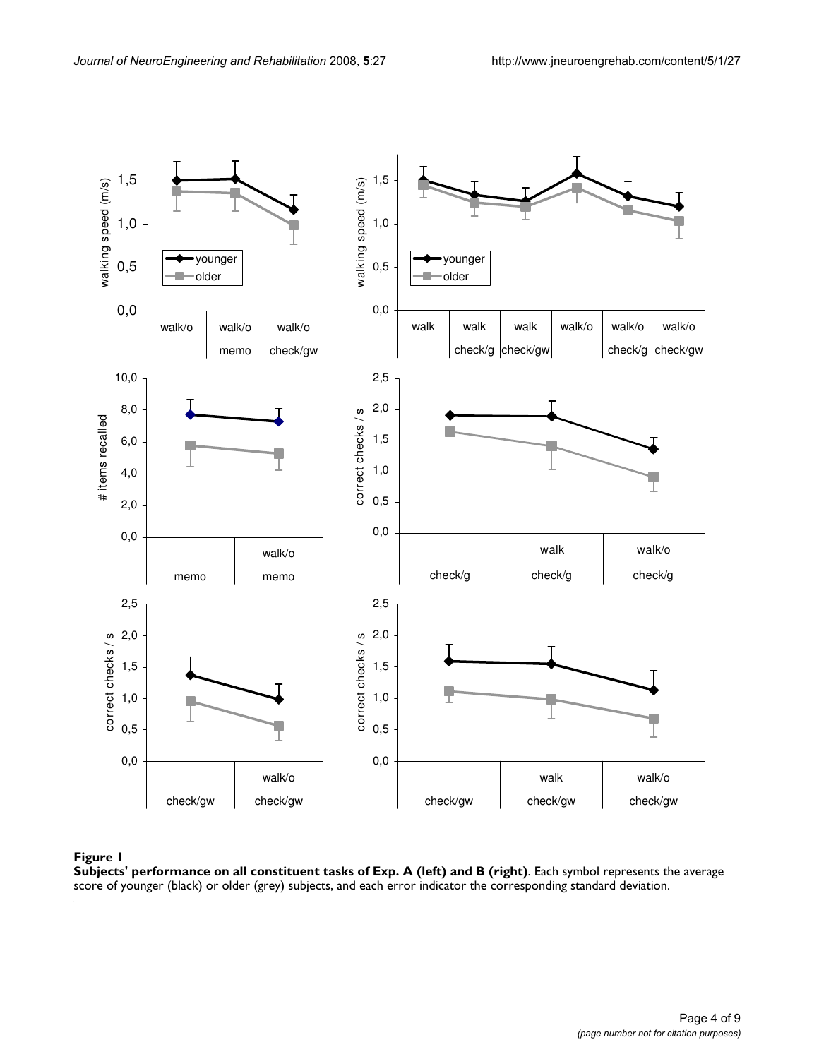**Figure 1**

**Subjects' performance on all constituent tasks of Exp. A (left) and B (right)**. Each symbol represents the average score of younger (black) or older (grey) subjects, and each error indicator the corresponding standard deviation.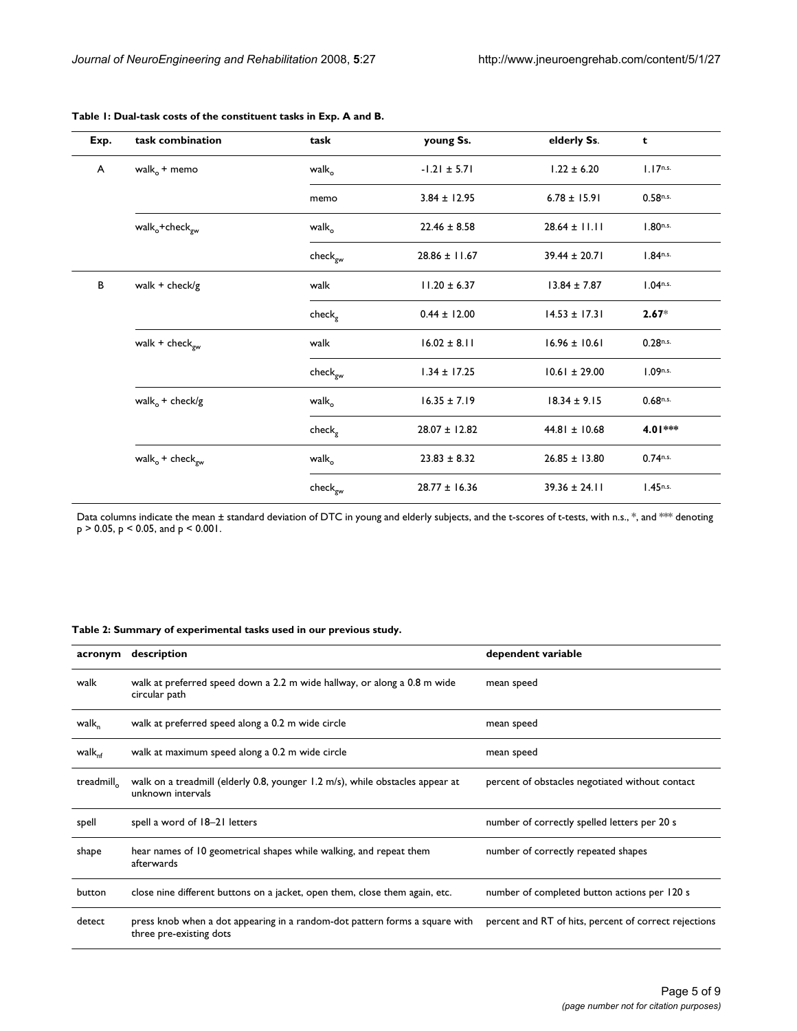**Table 1: Dual-task costs of the constituent tasks in Exp. A and B.**

| Exp. | task combination | task | young Ss. | elderly Ss. | t |
| --- | --- | --- | --- | --- | --- |
| A | $walk_o$ + memo | $walk_o$ | -1.21 ± 5.71 | 1.22 ± 6.20 | $1.17^{n.s.}$ |
| | | memo | 3.84 ± 12.95 | 6.78 ± 15.91 | $0.58^{n.s.}$ |
| | $walk_o$+$check_{gw}$ | $walk_o$ | 22.46 ± 8.58 | 28.64 ± 11.11 | $1.80^{n.s.}$ |
| | | $check_{gw}$ | 28.86 ± 11.67 | 39.44 ± 20.71 | $1.84^{n.s.}$ |
| B | walk + check/g | walk | 11.20 ± 6.37 | 13.84 ± 7.87 | $1.04^{n.s.}$ |
| | | $check_g$ | 0.44 ± 12.00 | 14.53 ± 17.31 | **2.67*** |
| | walk + $check_{gw}$ | walk | 16.02 ± 8.11 | 16.96 ± 10.61 | $0.28^{n.s.}$ |
| | | $check_{gw}$ | 1.34 ± 17.25 | 10.61 ± 29.00 | $1.09^{n.s.}$ |
| | $walk_o$ + check/g | $walk_o$ | 16.35 ± 7.19 | 18.34 ± 9.15 | $0.68^{n.s.}$ |
| | | $check_g$ | 28.07 ± 12.82 | 44.81 ± 10.68 | **4.01*** ** |
| | $walk_o$ + $check_{gw}$ | $walk_o$ | 23.83 ± 8.32 | 26.85 ± 13.80 | $0.74^{n.s.}$ |
| | | $check_{gw}$ | 28.77 ± 16.36 | 39.36 ± 24.11 | $1.45^{n.s.}$ |

Data columns indicate the mean ± standard deviation of DTC in young and elderly subjects, and the t-scores of t-tests, with n.s., *, and *** denoting $p > 0.05$, $p < 0.05$, and $p < 0.001$.

**Table 2: Summary of experimental tasks used in our previous study.**

| acronym | description | dependent variable |
| --- | --- | --- |
| walk | walk at preferred speed down a 2.2 m wide hallway, or along a 0.8 m wide circular path | mean speed |
| $walk_n$ | walk at preferred speed along a 0.2 m wide circle | mean speed |
| $walk_{nf}$ | walk at maximum speed along a 0.2 m wide circle | mean speed |
| $treadmill_o$ | walk on a treadmill (elderly 0.8, younger 1.2 m/s), while obstacles appear at unknown intervals | percent of obstacles negotiated without contact |
| spell | spell a word of 18–21 letters | number of correctly spelled letters per 20 s |
| shape | hear names of 10 geometrical shapes while walking, and repeat them afterwards | number of correctly repeated shapes |
| button | close nine different buttons on a jacket, open them, close them again, etc. | number of completed button actions per 120 s |
| detect | press knob when a dot appearing in a random-dot pattern forms a square with three pre-existing dots | percent and RT of hits, percent of correct rejections |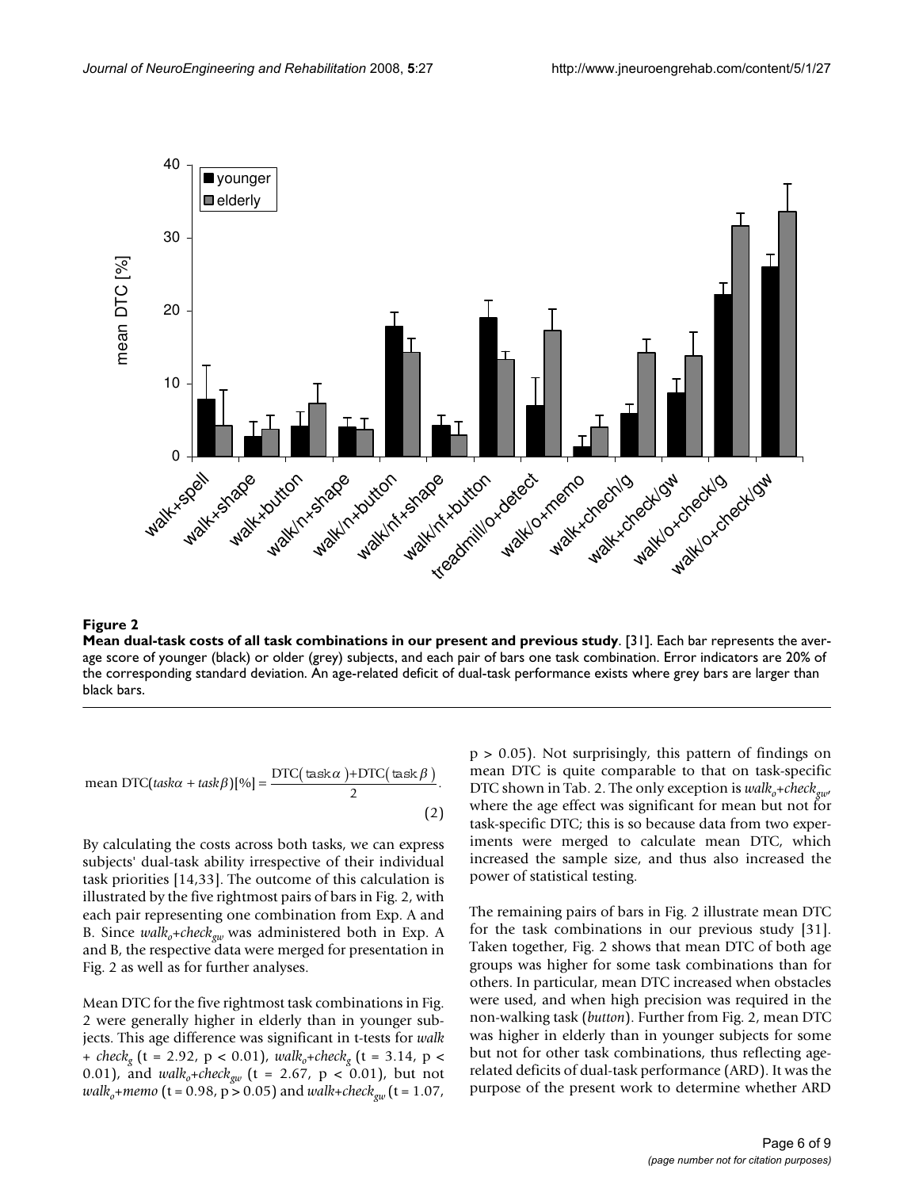**Figure 2**

**Mean dual-task costs of all task combinations in our present and previous study**. [31]. Each bar represents the average score of younger (black) or older (grey) subjects, and each pair of bars one task combination. Error indicators are 20% of the corresponding standard deviation. An age-related deficit of dual-task performance exists where grey bars are larger than black bars.

$$\text{mean DTC}(task\alpha + task\beta)[\%] = \frac{\text{DTC}(\text{task}\,\alpha) + \text{DTC}(\text{task}\,\beta)}{2}. \tag{2}$$

By calculating the costs across both tasks, we can express subjects' dual-task ability irrespective of their individual task priorities [14,33]. The outcome of this calculation is illustrated by the five rightmost pairs of bars in Fig. 2, with each pair representing one combination from Exp. A and B. Since $walk_o$+$check_{gw}$ was administered both in Exp. A and B, the respective data were merged for presentation in Fig. 2 as well as for further analyses.

Mean DTC for the five rightmost task combinations in Fig. 2 were generally higher in elderly than in younger subjects. This age difference was significant in t-tests for *walk* + $check_g$ ($t = 2.92$, $p < 0.01$), $walk_o$+$check_g$ ($t = 3.14$, $p < 0.01$), and $walk_o$+$check_{gw}$ ($t = 2.67$, $p < 0.01$), but not $walk_o$+*memo* ($t = 0.98$, $p > 0.05$) and *walk*+$check_{gw}$ ($t = 1.07$, $p > 0.05$). Not surprisingly, this pattern of findings on mean DTC is quite comparable to that on task-specific DTC shown in Tab. 2. The only exception is $walk_o$+$check_{gw}$, where the age effect was significant for mean but not for task-specific DTC; this is so because data from two experiments were merged to calculate mean DTC, which increased the sample size, and thus also increased the power of statistical testing.

The remaining pairs of bars in Fig. 2 illustrate mean DTC for the task combinations in our previous study [31]. Taken together, Fig. 2 shows that mean DTC of both age groups was higher for some task combinations than for others. In particular, mean DTC increased when obstacles were used, and when high precision was required in the non-walking task (*button*). Further from Fig. 2, mean DTC was higher in elderly than in younger subjects for some but not for other task combinations, thus reflecting age-related deficits of dual-task performance (ARD). It was the purpose of the present work to determine whether ARD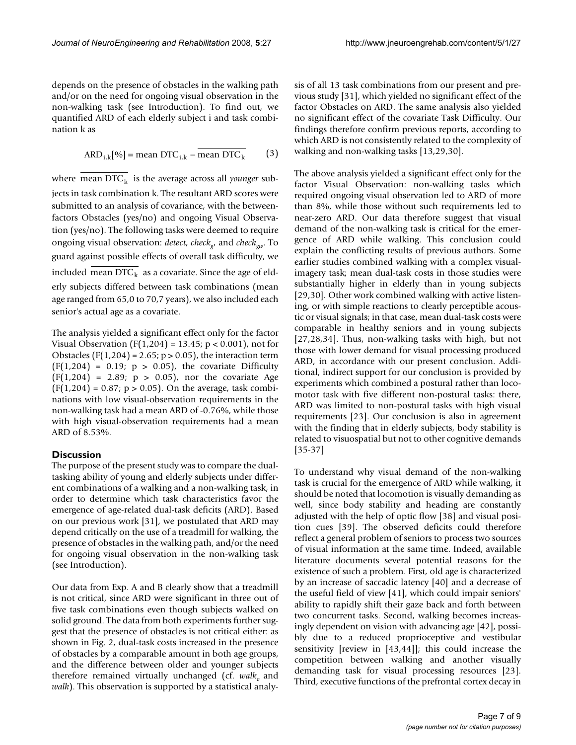depends on the presence of obstacles in the walking path and/or on the need for ongoing visual observation in the non-walking task (see Introduction). To find out, we quantified ARD of each elderly subject i and task combination k as

$$\mathrm{ARD}_{i,k}[\%] = \text{mean DTC}_{i,k} - \overline{\text{mean DTC}_k} \qquad (3)$$

where $\overline{\text{mean DTC}_k}$ is the average across all *younger* subjects in task combination k. The resultant ARD scores were submitted to an analysis of covariance, with the between-factors Obstacles (yes/no) and ongoing Visual Observation (yes/no). The following tasks were deemed to require ongoing visual observation: *detect*, $check_g$, and $check_{gw}$. To guard against possible effects of overall task difficulty, we included $\overline{\text{mean DTC}_k}$ as a covariate. Since the age of elderly subjects differed between task combinations (mean age ranged from 65,0 to 70,7 years), we also included each senior's actual age as a covariate.

The analysis yielded a significant effect only for the factor Visual Observation ($F(1,204) = 13.45$; $p < 0.001$), not for Obstacles ($F(1,204) = 2.65$; $p > 0.05$), the interaction term ($F(1,204) = 0.19$; $p > 0.05$), the covariate Difficulty ($F(1,204) = 2.89$; $p > 0.05$), nor the covariate Age ($F(1,204) = 0.87$; $p > 0.05$). On the average, task combinations with low visual-observation requirements in the non-walking task had a mean ARD of -0.76%, while those with high visual-observation requirements had a mean ARD of 8.53%.

## Discussion

The purpose of the present study was to compare the dual-tasking ability of young and elderly subjects under different combinations of a walking and a non-walking task, in order to determine which task characteristics favor the emergence of age-related dual-task deficits (ARD). Based on our previous work [31], we postulated that ARD may depend critically on the use of a treadmill for walking, the presence of obstacles in the walking path, and/or the need for ongoing visual observation in the non-walking task (see Introduction).

Our data from Exp. A and B clearly show that a treadmill is not critical, since ARD were significant in three out of five task combinations even though subjects walked on solid ground. The data from both experiments further suggest that the presence of obstacles is not critical either: as shown in Fig. 2, dual-task costs increased in the presence of obstacles by a comparable amount in both age groups, and the difference between older and younger subjects therefore remained virtually unchanged (cf. $walk_o$ and *walk*). This observation is supported by a statistical analysis of all 13 task combinations from our present and previous study [31], which yielded no significant effect of the factor Obstacles on ARD. The same analysis also yielded no significant effect of the covariate Task Difficulty. Our findings therefore confirm previous reports, according to which ARD is not consistently related to the complexity of walking and non-walking tasks [13,29,30].

The above analysis yielded a significant effect only for the factor Visual Observation: non-walking tasks which required ongoing visual observation led to ARD of more than 8%, while those without such requirements led to near-zero ARD. Our data therefore suggest that visual demand of the non-walking task is critical for the emergence of ARD while walking. This conclusion could explain the conflicting results of previous authors. Some earlier studies combined walking with a complex visual-imagery task; mean dual-task costs in those studies were substantially higher in elderly than in young subjects [29,30]. Other work combined walking with active listening, or with simple reactions to clearly perceptible acoustic or visual signals; in that case, mean dual-task costs were comparable in healthy seniors and in young subjects [27,28,34]. Thus, non-walking tasks with high, but not those with lower demand for visual processing produced ARD, in accordance with our present conclusion. Additional, indirect support for our conclusion is provided by experiments which combined a postural rather than locomotor task with five different non-postural tasks: there, ARD was limited to non-postural tasks with high visual requirements [23]. Our conclusion is also in agreement with the finding that in elderly subjects, body stability is related to visuospatial but not to other cognitive demands [35-37]

To understand why visual demand of the non-walking task is crucial for the emergence of ARD while walking, it should be noted that locomotion is visually demanding as well, since body stability and heading are constantly adjusted with the help of optic flow [38] and visual position cues [39]. The observed deficits could therefore reflect a general problem of seniors to process two sources of visual information at the same time. Indeed, available literature documents several potential reasons for the existence of such a problem. First, old age is characterized by an increase of saccadic latency [40] and a decrease of the useful field of view [41], which could impair seniors' ability to rapidly shift their gaze back and forth between two concurrent tasks. Second, walking becomes increasingly dependent on vision with advancing age [42], possibly due to a reduced proprioceptive and vestibular sensitivity [review in [43,44]]; this could increase the competition between walking and another visually demanding task for visual processing resources [23]. Third, executive functions of the prefrontal cortex decay in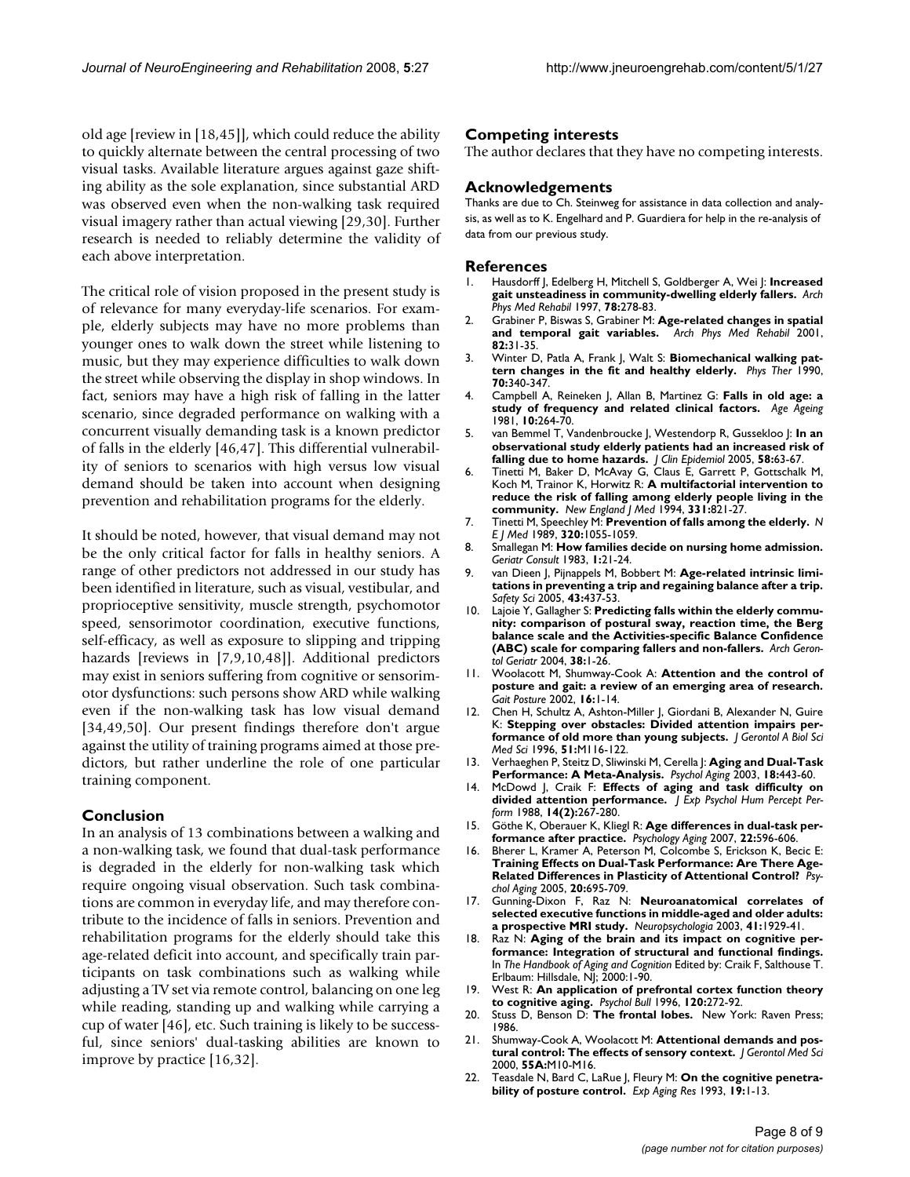old age [review in [18,45]], which could reduce the ability to quickly alternate between the central processing of two visual tasks. Available literature argues against gaze shifting ability as the sole explanation, since substantial ARD was observed even when the non-walking task required visual imagery rather than actual viewing [29,30]. Further research is needed to reliably determine the validity of each above interpretation.

The critical role of vision proposed in the present study is of relevance for many everyday-life scenarios. For example, elderly subjects may have no more problems than younger ones to walk down the street while listening to music, but they may experience difficulties to walk down the street while observing the display in shop windows. In fact, seniors may have a high risk of falling in the latter scenario, since degraded performance on walking with a concurrent visually demanding task is a known predictor of falls in the elderly [46,47]. This differential vulnerability of seniors to scenarios with high versus low visual demand should be taken into account when designing prevention and rehabilitation programs for the elderly.

It should be noted, however, that visual demand may not be the only critical factor for falls in healthy seniors. A range of other predictors not addressed in our study has been identified in literature, such as visual, vestibular, and proprioceptive sensitivity, muscle strength, psychomotor speed, sensorimotor coordination, executive functions, self-efficacy, as well as exposure to slipping and tripping hazards [reviews in [7,9,10,48]]. Additional predictors may exist in seniors suffering from cognitive or sensorimotor dysfunctions: such persons show ARD while walking even if the non-walking task has low visual demand [34,49,50]. Our present findings therefore don't argue against the utility of training programs aimed at those predictors, but rather underline the role of one particular training component.

## Conclusion

In an analysis of 13 combinations between a walking and a non-walking task, we found that dual-task performance is degraded in the elderly for non-walking task which require ongoing visual observation. Such task combinations are common in everyday life, and may therefore contribute to the incidence of falls in seniors. Prevention and rehabilitation programs for the elderly should take this age-related deficit into account, and specifically train participants on task combinations such as walking while adjusting a TV set via remote control, balancing on one leg while reading, standing up and walking while carrying a cup of water [46], etc. Such training is likely to be successful, since seniors' dual-tasking abilities are known to improve by practice [16,32].

## Competing interests

The author declares that they have no competing interests.

## Acknowledgements

Thanks are due to Ch. Steinweg for assistance in data collection and analysis, as well as to K. Engelhard and P. Guardiera for help in the re-analysis of data from our previous study.

## References

1. Hausdorff J, Edelberg H, Mitchell S, Goldberger A, Wei J: **Increased gait unsteadiness in community-dwelling elderly fallers.** *Arch Phys Med Rehabil* 1997, **78:**278-83.
2. Grabiner P, Biswas S, Grabiner M: **Age-related changes in spatial and temporal gait variables.** *Arch Phys Med Rehabil* 2001, **82:**31-35.
3. Winter D, Patla A, Frank J, Walt S: **Biomechanical walking pattern changes in the fit and healthy elderly.** *Phys Ther* 1990, **70:**340-347.
4. Campbell A, Reineken J, Allan B, Martinez G: **Falls in old age: a study of frequency and related clinical factors.** *Age Ageing* 1981, **10:**264-70.
5. van Bemmel T, Vandenbroucke J, Westendorp R, Gussekloo J: **In an observational study elderly patients had an increased risk of falling due to home hazards.** *J Clin Epidemiol* 2005, **58:**63-67.
6. Tinetti M, Baker D, McAvay G, Claus E, Garrett P, Gottschalk M, Koch M, Trainor K, Horwitz R: **A multifactorial intervention to reduce the risk of falling among elderly people living in the community.** *New England J Med* 1994, **331:**821-27.
7. Tinetti M, Speechley M: **Prevention of falls among the elderly.** *N E J Med* 1989, **320:**1055-1059.
8. Smallegan M: **How families decide on nursing home admission.** *Geriatr Consult* 1983, **1:**21-24.
9. van Dieen J, Pijnappels M, Bobbert M: **Age-related intrinsic limitations in preventing a trip and regaining balance after a trip.** *Safety Sci* 2005, **43:**437-53.
10. Lajoie Y, Gallagher S: **Predicting falls within the elderly community: comparison of postural sway, reaction time, the Berg balance scale and the Activities-specific Balance Confidence (ABC) scale for comparing fallers and non-fallers.** *Arch Gerontol Geriatr* 2004, **38:**1-26.
11. Woolacott M, Shumway-Cook A: **Attention and the control of posture and gait: a review of an emerging area of research.** *Gait Posture* 2002, **16:**1-14.
12. Chen H, Schultz A, Ashton-Miller J, Giordani B, Alexander N, Guire K: **Stepping over obstacles: Divided attention impairs performance of old more than young subjects.** *J Gerontol A Biol Sci Med Sci* 1996, **51:**M116-122.
13. Verhaeghen P, Steitz D, Sliwinski M, Cerella J: **Aging and Dual-Task Performance: A Meta-Analysis.** *Psychol Aging* 2003, **18:**443-60.
14. McDowd J, Craik F: **Effects of aging and task difficulty on divided attention performance.** *J Exp Psychol Hum Percept Perform* 1988, **14(2):**267-280.
15. Göthe K, Oberauer K, Kliegl R: **Age differences in dual-task performance after practice.** *Psychology Aging* 2007, **22:**596-606.
16. Bherer L, Kramer A, Peterson M, Colcombe S, Erickson K, Becic E: **Training Effects on Dual-Task Performance: Are There Age-Related Differences in Plasticity of Attentional Control?** *Psychol Aging* 2005, **20:**695-709.
17. Gunning-Dixon F, Raz N: **Neuroanatomical correlates of selected executive functions in middle-aged and older adults: a prospective MRI study.** *Neuropsychologia* 2003, **41:**1929-41.
18. Raz N: **Aging of the brain and its impact on cognitive performance: Integration of structural and functional findings.** In *The Handbook of Aging and Cognition* Edited by: Craik F, Salthouse T. Erlbaum: Hillsdale, NJ; 2000:1-90.
19. West R: **An application of prefrontal cortex function theory to cognitive aging.** *Psychol Bull* 1996, **120:**272-92.
20. Stuss D, Benson D: **The frontal lobes.** New York: Raven Press; 1986.
21. Shumway-Cook A, Woolacott M: **Attentional demands and postural control: The effects of sensory context.** *J Gerontol Med Sci* 2000, **55A:**M10-M16.
22. Teasdale N, Bard C, LaRue J, Fleury M: **On the cognitive penetrability of posture control.** *Exp Aging Res* 1993, **19:**1-13.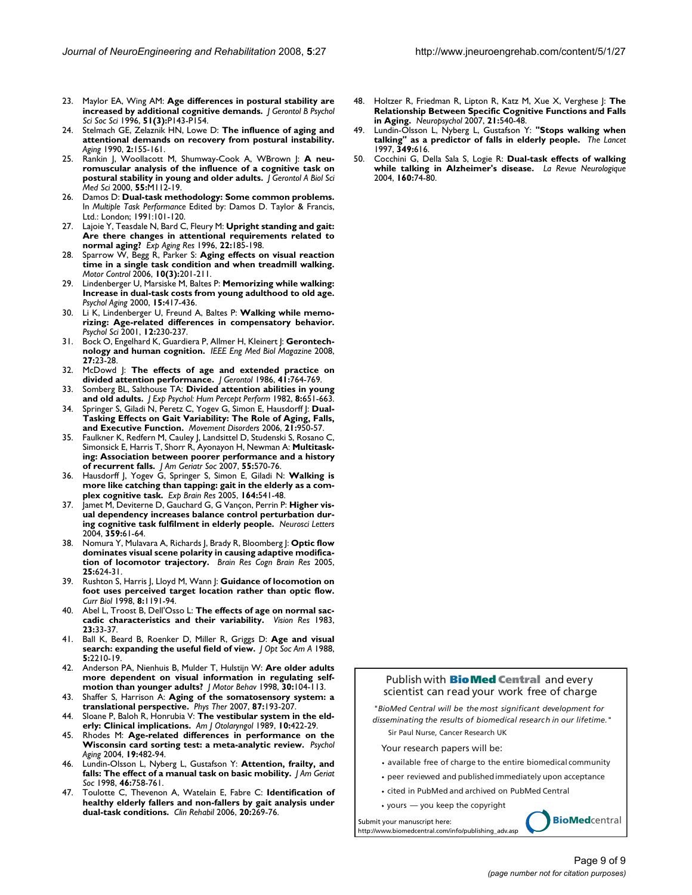23. Maylor EA, Wing AM: **Age differences in postural stability are increased by additional cognitive demands.** *J Gerontol B Psychol Sci Soc Sci* 1996, **51(3):**P143-P154.
24. Stelmach GE, Zelaznik HN, Lowe D: **The influence of aging and attentional demands on recovery from postural instability.** *Aging* 1990, **2:**155-161.
25. Rankin J, Woollacott M, Shumway-Cook A, WBrown J: **A neuromuscular analysis of the influence of a cognitive task on postural stability in young and older adults.** *J Gerontol A Biol Sci Med Sci* 2000, **55:**M112-19.
26. Damos D: **Dual-task methodology: Some common problems.** In *Multiple Task Performance* Edited by: Damos D. Taylor & Francis, Ltd.: London; 1991:101-120.
27. Lajoie Y, Teasdale N, Bard C, Fleury M: **Upright standing and gait: Are there changes in attentional requirements related to normal aging?** *Exp Aging Res* 1996, **22:**185-198.
28. Sparrow W, Begg R, Parker S: **Aging effects on visual reaction time in a single task condition and when treadmill walking.** *Motor Control* 2006, **10(3):**201-211.
29. Lindenberger U, Marsiske M, Baltes P: **Memorizing while walking: Increase in dual-task costs from young adulthood to old age.** *Psychol Aging* 2000, **15:**417-436.
30. Li K, Lindenberger U, Freund A, Baltes P: **Walking while memorizing: Age-related differences in compensatory behavior.** *Psychol Sci* 2001, **12:**230-237.
31. Bock O, Engelhard K, Guardiera P, Allmer H, Kleinert J: **Gerontechnology and human cognition.** *IEEE Eng Med Biol Magazine* 2008, **27:**23-28.
32. McDowd J: **The effects of age and extended practice on divided attention performance.** *J Gerontol* 1986, **41:**764-769.
33. Somberg BL, Salthouse TA: **Divided attention abilities in young and old adults.** *J Exp Psychol: Hum Percept Perform* 1982, **8:**651-663.
34. Springer S, Giladi N, Peretz C, Yogev G, Simon E, Hausdorff J: **Dual-Tasking Effects on Gait Variability: The Role of Aging, Falls, and Executive Function.** *Movement Disorders* 2006, **21:**950-57.
35. Faulkner K, Redfern M, Cauley J, Landsittel D, Studenski S, Rosano C, Simonsick E, Harris T, Shorr R, Ayonayon H, Newman A: **Multitasking: Association between poorer performance and a history of recurrent falls.** *J Am Geriatr Soc* 2007, **55:**570-76.
36. Hausdorff J, Yogev G, Springer S, Simon E, Giladi N: **Walking is more like catching than tapping: gait in the elderly as a complex cognitive task.** *Exp Brain Res* 2005, **164:**541-48.
37. Jamet M, Deviterne D, Gauchard G, G Vançon, Perrin P: **Higher visual dependency increases balance control perturbation during cognitive task fulfilment in elderly people.** *Neurosci Letters* 2004, **359:**61-64.
38. Nomura Y, Mulavara A, Richards J, Brady R, Bloomberg J: **Optic flow dominates visual scene polarity in causing adaptive modification of locomotor trajectory.** *Brain Res Cogn Brain Res* 2005, **25:**624-31.
39. Rushton S, Harris J, Lloyd M, Wann J: **Guidance of locomotion on foot uses perceived target location rather than optic flow.** *Curr Biol* 1998, **8:**1191-94.
40. Abel L, Troost B, Dell'Osso L: **The effects of age on normal saccadic characteristics and their variability.** *Vision Res* 1983, **23:**33-37.
41. Ball K, Beard B, Roenker D, Miller R, Griggs D: **Age and visual search: expanding the useful field of view.** *J Opt Soc Am A* 1988, **5:**2210-19.
42. Anderson PA, Nienhuis B, Mulder T, Hulstijn W: **Are older adults more dependent on visual information in regulating self-motion than younger adults?** *J Motor Behav* 1998, **30:**104-113.
43. Shaffer S, Harrison A: **Aging of the somatosensory system: a translational perspective.** *Phys Ther* 2007, **87:**193-207.
44. Sloane P, Baloh R, Honrubia V: **The vestibular system in the elderly: Clinical implications.** *Am J Otolaryngol* 1989, **10:**422-29.
45. Rhodes M: **Age-related differences in performance on the Wisconsin card sorting test: a meta-analytic review.** *Psychol Aging* 2004, **19:**482-94.
46. Lundin-Olsson L, Nyberg L, Gustafson Y: **Attention, frailty, and falls: The effect of a manual task on basic mobility.** *J Am Geriat Soc* 1998, **46:**758-761.
47. Toulotte C, Thevenon A, Watelain E, Fabre C: **Identification of healthy elderly fallers and non-fallers by gait analysis under dual-task conditions.** *Clin Rehabil* 2006, **20:**269-76.
48. Holtzer R, Friedman R, Lipton R, Katz M, Xue X, Verghese J: **The Relationship Between Specific Cognitive Functions and Falls in Aging.** *Neuropsychol* 2007, **21:**540-48.
49. Lundin-Olsson L, Nyberg L, Gustafson Y: **"Stops walking when talking" as a predictor of falls in elderly people.** *The Lancet* 1997, **349:**616.
50. Cocchini G, Della Sala S, Logie R: **Dual-task effects of walking while talking in Alzheimer's disease.** *La Revue Neurologique* 2004, **160:**74-80.

Publish with **BioMed Central** and every scientist can read your work free of charge

*"BioMed Central will be the most significant development for disseminating the results of biomedical research in our lifetime."*

Sir Paul Nurse, Cancer Research UK

Your research papers will be:

- available free of charge to the entire biomedical community
- peer reviewed and published immediately upon acceptance
- cited in PubMed and archived on PubMed Central
- yours — you keep the copyright

Submit your manuscript here:
http://www.biomedcentral.com/info/publishing_adv.asp

BioMedcentral